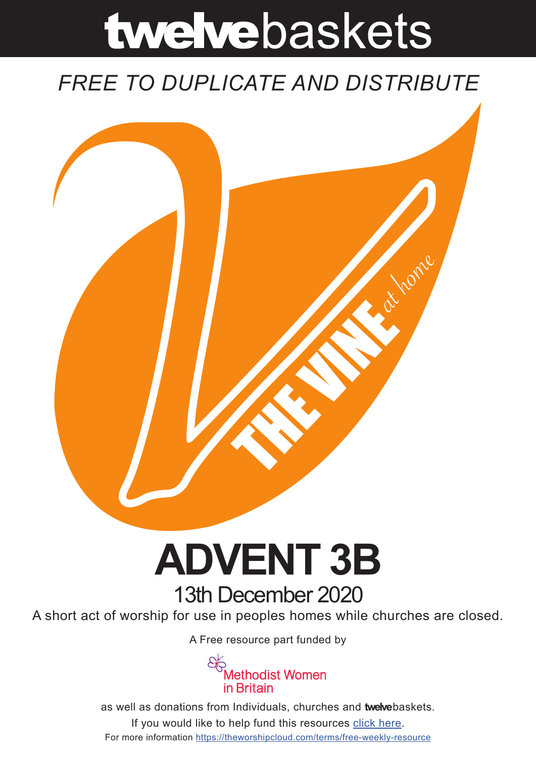# twelvebaskets

*FREE TO DUPLICATE AND DISTRIBUTE*

THE VINE *at home*

# ADVENT 3B

## 13th December 2020

A short act of worship for use in peoples homes while churches are closed.

A Free resource part funded by

Methodist Women in Britain

as well as donations from Individuals, churches and **twelve**baskets.

If you would like to help fund this resources [click here](click here).

For more information https://theworshipcloud.com/terms/free-weekly-resource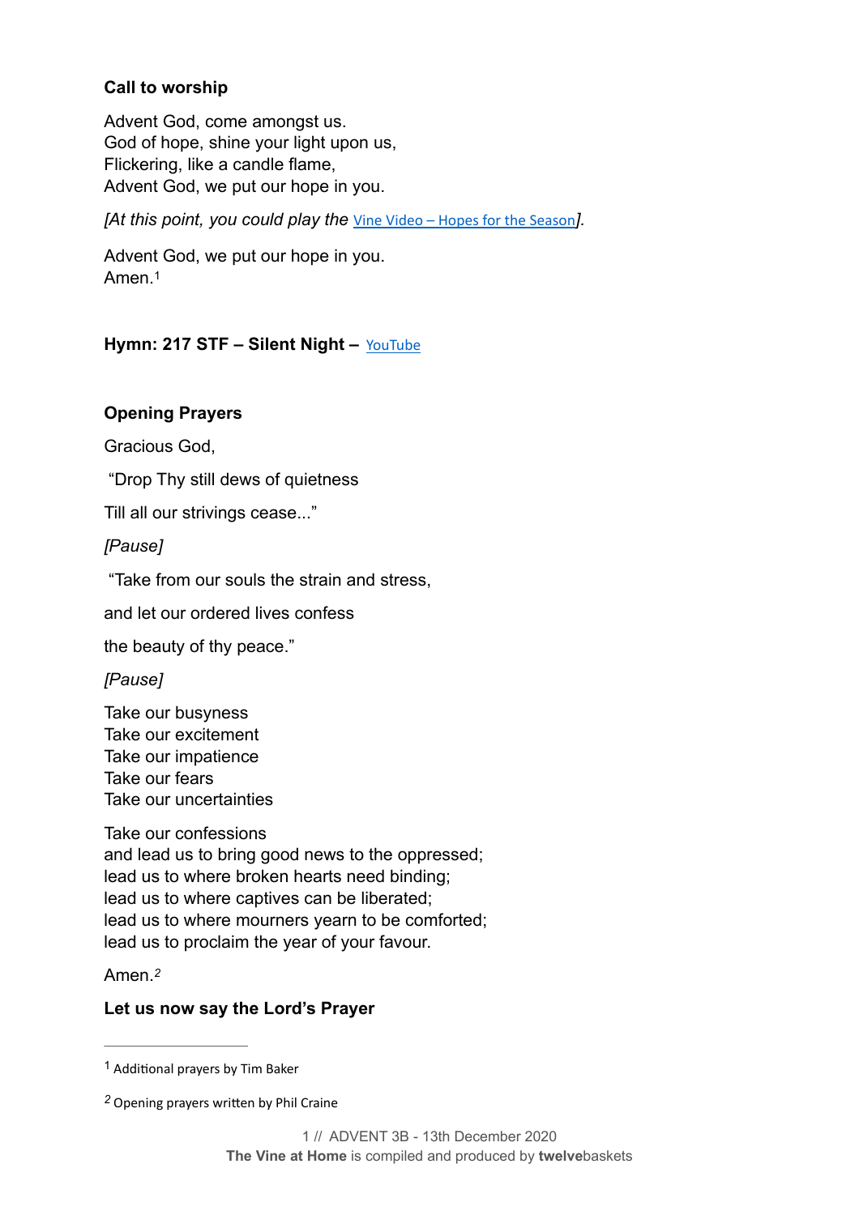**Call to worship**

Advent God, come amongst us.
God of hope, shine your light upon us,
Flickering, like a candle flame,
Advent God, we put our hope in you.

*[At this point, you could play the* Vine Video – Hopes for the Season*].*

Advent God, we put our hope in you.
Amen.[1]

**Hymn: 217 STF – Silent Night –** YouTube

**Opening Prayers**

Gracious God,

"Drop Thy still dews of quietness

Till all our strivings cease..."

*[Pause]*

"Take from our souls the strain and stress,

and let our ordered lives confess

the beauty of thy peace."

*[Pause]*

Take our busyness
Take our excitement
Take our impatience
Take our fears
Take our uncertainties

Take our confessions
and lead us to bring good news to the oppressed;
lead us to where broken hearts need binding;
lead us to where captives can be liberated;
lead us to where mourners yearn to be comforted;
lead us to proclaim the year of your favour.

Amen.[2]

**Let us now say the Lord's Prayer**

---

[1] Additional prayers by Tim Baker

[2] Opening prayers written by Phil Craine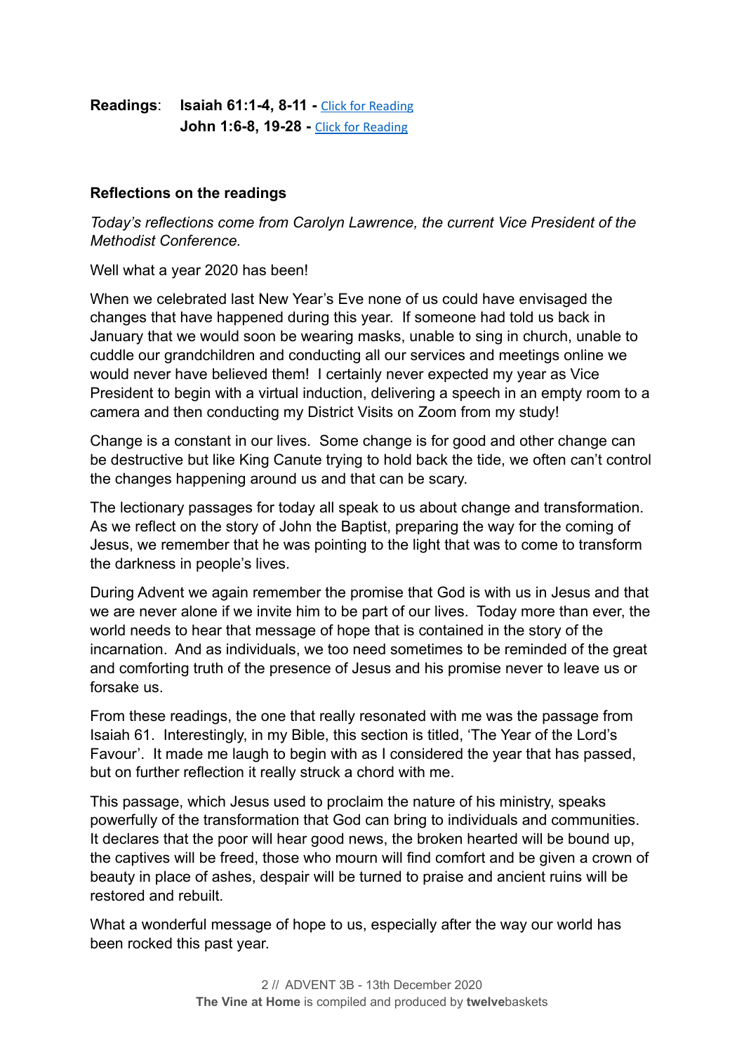**Readings**: **Isaiah 61:1-4, 8-11 -** [Click for Reading]
**John 1:6-8, 19-28 -** [Click for Reading]

### Reflections on the readings

*Today's reflections come from Carolyn Lawrence, the current Vice President of the Methodist Conference.*

Well what a year 2020 has been!

When we celebrated last New Year's Eve none of us could have envisaged the changes that have happened during this year. If someone had told us back in January that we would soon be wearing masks, unable to sing in church, unable to cuddle our grandchildren and conducting all our services and meetings online we would never have believed them! I certainly never expected my year as Vice President to begin with a virtual induction, delivering a speech in an empty room to a camera and then conducting my District Visits on Zoom from my study!

Change is a constant in our lives. Some change is for good and other change can be destructive but like King Canute trying to hold back the tide, we often can't control the changes happening around us and that can be scary.

The lectionary passages for today all speak to us about change and transformation. As we reflect on the story of John the Baptist, preparing the way for the coming of Jesus, we remember that he was pointing to the light that was to come to transform the darkness in people's lives.

During Advent we again remember the promise that God is with us in Jesus and that we are never alone if we invite him to be part of our lives. Today more than ever, the world needs to hear that message of hope that is contained in the story of the incarnation. And as individuals, we too need sometimes to be reminded of the great and comforting truth of the presence of Jesus and his promise never to leave us or forsake us.

From these readings, the one that really resonated with me was the passage from Isaiah 61. Interestingly, in my Bible, this section is titled, 'The Year of the Lord's Favour'. It made me laugh to begin with as I considered the year that has passed, but on further reflection it really struck a chord with me.

This passage, which Jesus used to proclaim the nature of his ministry, speaks powerfully of the transformation that God can bring to individuals and communities. It declares that the poor will hear good news, the broken hearted will be bound up, the captives will be freed, those who mourn will find comfort and be given a crown of beauty in place of ashes, despair will be turned to praise and ancient ruins will be restored and rebuilt.

What a wonderful message of hope to us, especially after the way our world has been rocked this past year.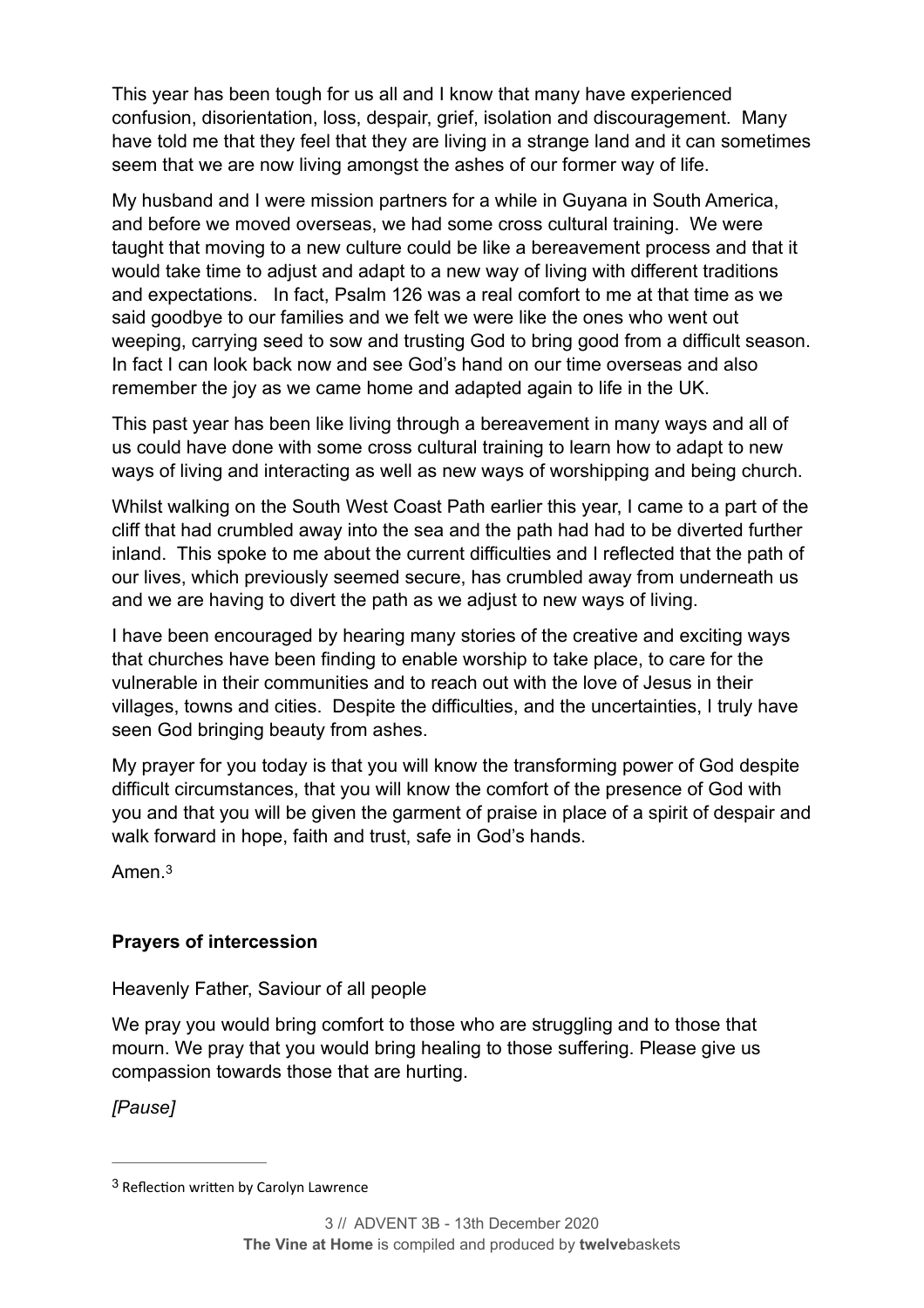This year has been tough for us all and I know that many have experienced confusion, disorientation, loss, despair, grief, isolation and discouragement. Many have told me that they feel that they are living in a strange land and it can sometimes seem that we are now living amongst the ashes of our former way of life.

My husband and I were mission partners for a while in Guyana in South America, and before we moved overseas, we had some cross cultural training. We were taught that moving to a new culture could be like a bereavement process and that it would take time to adjust and adapt to a new way of living with different traditions and expectations. In fact, Psalm 126 was a real comfort to me at that time as we said goodbye to our families and we felt we were like the ones who went out weeping, carrying seed to sow and trusting God to bring good from a difficult season. In fact I can look back now and see God's hand on our time overseas and also remember the joy as we came home and adapted again to life in the UK.

This past year has been like living through a bereavement in many ways and all of us could have done with some cross cultural training to learn how to adapt to new ways of living and interacting as well as new ways of worshipping and being church.

Whilst walking on the South West Coast Path earlier this year, I came to a part of the cliff that had crumbled away into the sea and the path had had to be diverted further inland. This spoke to me about the current difficulties and I reflected that the path of our lives, which previously seemed secure, has crumbled away from underneath us and we are having to divert the path as we adjust to new ways of living.

I have been encouraged by hearing many stories of the creative and exciting ways that churches have been finding to enable worship to take place, to care for the vulnerable in their communities and to reach out with the love of Jesus in their villages, towns and cities. Despite the difficulties, and the uncertainties, I truly have seen God bringing beauty from ashes.

My prayer for you today is that you will know the transforming power of God despite difficult circumstances, that you will know the comfort of the presence of God with you and that you will be given the garment of praise in place of a spirit of despair and walk forward in hope, faith and trust, safe in God's hands.

Amen.[3]

**Prayers of intercession**

Heavenly Father, Saviour of all people

We pray you would bring comfort to those who are struggling and to those that mourn. We pray that you would bring healing to those suffering. Please give us compassion towards those that are hurting.

*[Pause]*

---

[3] Reflection written by Carolyn Lawrence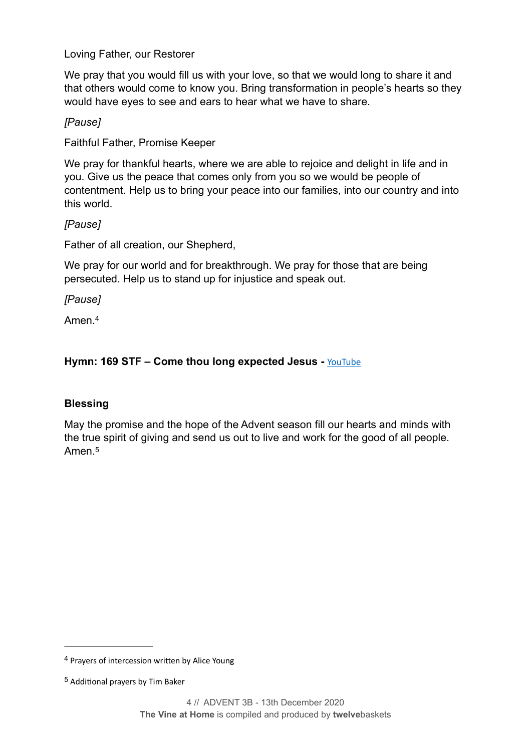Loving Father, our Restorer

We pray that you would fill us with your love, so that we would long to share it and that others would come to know you. Bring transformation in people's hearts so they would have eyes to see and ears to hear what we have to share.

*[Pause]*

Faithful Father, Promise Keeper

We pray for thankful hearts, where we are able to rejoice and delight in life and in you. Give us the peace that comes only from you so we would be people of contentment. Help us to bring your peace into our families, into our country and into this world.

*[Pause]*

Father of all creation, our Shepherd,

We pray for our world and for breakthrough. We pray for those that are being persecuted. Help us to stand up for injustice and speak out.

*[Pause]*

Amen.[4]

**Hymn: 169 STF – Come thou long expected Jesus -** YouTube

**Blessing**

May the promise and the hope of the Advent season fill our hearts and minds with the true spirit of giving and send us out to live and work for the good of all people. Amen.[5]

---

[4] Prayers of intercession written by Alice Young

[5] Additional prayers by Tim Baker